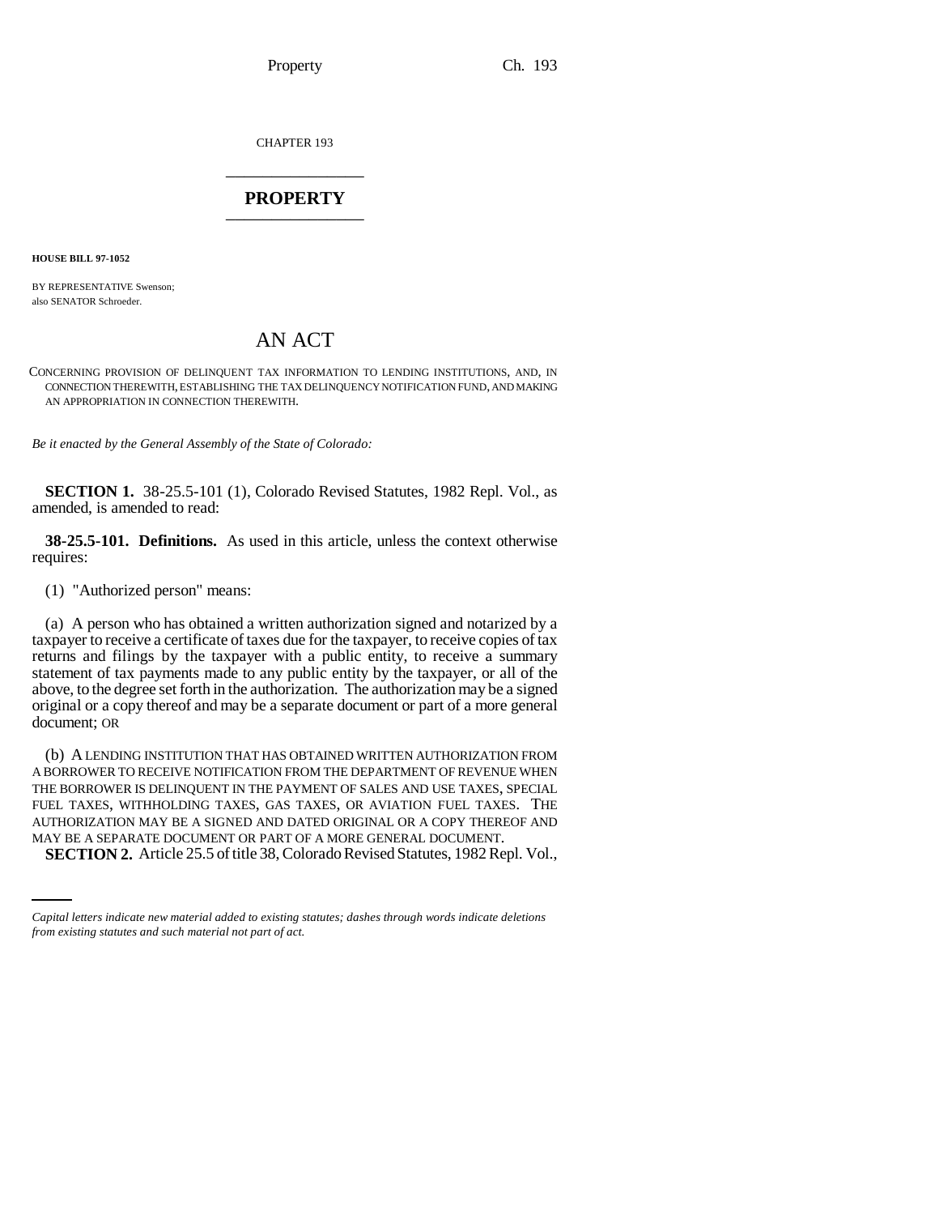CHAPTER 193

## PROPERTY

**HOUSE BILL 97-1052**

BY REPRESENTATIVE Swenson;
also SENATOR Schroeder.

# AN ACT

CONCERNING PROVISION OF DELINQUENT TAX INFORMATION TO LENDING INSTITUTIONS, AND, IN CONNECTION THEREWITH, ESTABLISHING THE TAX DELINQUENCY NOTIFICATION FUND, AND MAKING AN APPROPRIATION IN CONNECTION THEREWITH.

*Be it enacted by the General Assembly of the State of Colorado:*

**SECTION 1.** 38-25.5-101 (1), Colorado Revised Statutes, 1982 Repl. Vol., as amended, is amended to read:

**38-25.5-101. Definitions.** As used in this article, unless the context otherwise requires:

(1) "Authorized person" means:

(a) A person who has obtained a written authorization signed and notarized by a taxpayer to receive a certificate of taxes due for the taxpayer, to receive copies of tax returns and filings by the taxpayer with a public entity, to receive a summary statement of tax payments made to any public entity by the taxpayer, or all of the above, to the degree set forth in the authorization. The authorization may be a signed original or a copy thereof and may be a separate document or part of a more general document; OR

(b) A LENDING INSTITUTION THAT HAS OBTAINED WRITTEN AUTHORIZATION FROM A BORROWER TO RECEIVE NOTIFICATION FROM THE DEPARTMENT OF REVENUE WHEN THE BORROWER IS DELINQUENT IN THE PAYMENT OF SALES AND USE TAXES, SPECIAL FUEL TAXES, WITHHOLDING TAXES, GAS TAXES, OR AVIATION FUEL TAXES. THE AUTHORIZATION MAY BE A SIGNED AND DATED ORIGINAL OR A COPY THEREOF AND MAY BE A SEPARATE DOCUMENT OR PART OF A MORE GENERAL DOCUMENT.

**SECTION 2.** Article 25.5 of title 38, Colorado Revised Statutes, 1982 Repl. Vol.,

*Capital letters indicate new material added to existing statutes; dashes through words indicate deletions from existing statutes and such material not part of act.*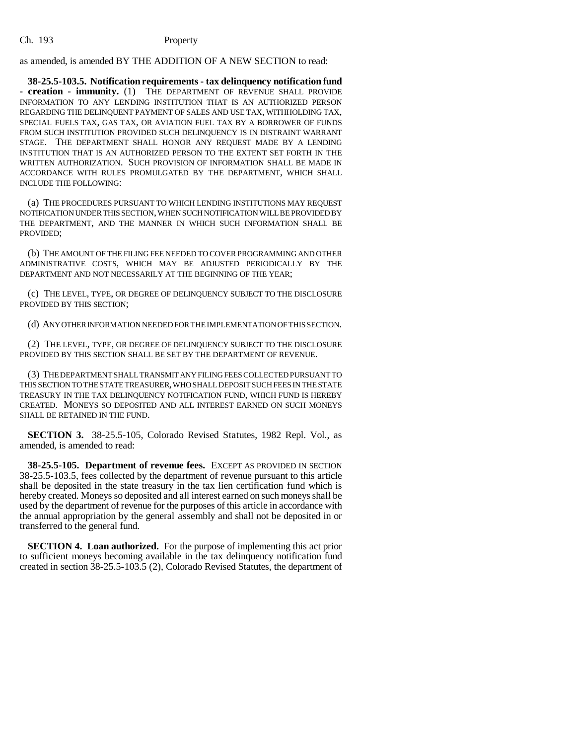as amended, is amended BY THE ADDITION OF A NEW SECTION to read:

**38-25.5-103.5. Notification requirements - tax delinquency notification fund - creation - immunity.** (1) THE DEPARTMENT OF REVENUE SHALL PROVIDE INFORMATION TO ANY LENDING INSTITUTION THAT IS AN AUTHORIZED PERSON REGARDING THE DELINQUENT PAYMENT OF SALES AND USE TAX, WITHHOLDING TAX, SPECIAL FUELS TAX, GAS TAX, OR AVIATION FUEL TAX BY A BORROWER OF FUNDS FROM SUCH INSTITUTION PROVIDED SUCH DELINQUENCY IS IN DISTRAINT WARRANT STAGE. THE DEPARTMENT SHALL HONOR ANY REQUEST MADE BY A LENDING INSTITUTION THAT IS AN AUTHORIZED PERSON TO THE EXTENT SET FORTH IN THE WRITTEN AUTHORIZATION. SUCH PROVISION OF INFORMATION SHALL BE MADE IN ACCORDANCE WITH RULES PROMULGATED BY THE DEPARTMENT, WHICH SHALL INCLUDE THE FOLLOWING:

(a) THE PROCEDURES PURSUANT TO WHICH LENDING INSTITUTIONS MAY REQUEST NOTIFICATION UNDER THIS SECTION, WHEN SUCH NOTIFICATION WILL BE PROVIDED BY THE DEPARTMENT, AND THE MANNER IN WHICH SUCH INFORMATION SHALL BE PROVIDED;

(b) THE AMOUNT OF THE FILING FEE NEEDED TO COVER PROGRAMMING AND OTHER ADMINISTRATIVE COSTS, WHICH MAY BE ADJUSTED PERIODICALLY BY THE DEPARTMENT AND NOT NECESSARILY AT THE BEGINNING OF THE YEAR;

(c) THE LEVEL, TYPE, OR DEGREE OF DELINQUENCY SUBJECT TO THE DISCLOSURE PROVIDED BY THIS SECTION;

(d) ANY OTHER INFORMATION NEEDED FOR THE IMPLEMENTATION OF THIS SECTION.

(2) THE LEVEL, TYPE, OR DEGREE OF DELINQUENCY SUBJECT TO THE DISCLOSURE PROVIDED BY THIS SECTION SHALL BE SET BY THE DEPARTMENT OF REVENUE.

(3) THE DEPARTMENT SHALL TRANSMIT ANY FILING FEES COLLECTED PURSUANT TO THIS SECTION TO THE STATE TREASURER, WHO SHALL DEPOSIT SUCH FEES IN THE STATE TREASURY IN THE TAX DELINQUENCY NOTIFICATION FUND, WHICH FUND IS HEREBY CREATED. MONEYS SO DEPOSITED AND ALL INTEREST EARNED ON SUCH MONEYS SHALL BE RETAINED IN THE FUND.

**SECTION 3.** 38-25.5-105, Colorado Revised Statutes, 1982 Repl. Vol., as amended, is amended to read:

**38-25.5-105. Department of revenue fees.** EXCEPT AS PROVIDED IN SECTION 38-25.5-103.5, fees collected by the department of revenue pursuant to this article shall be deposited in the state treasury in the tax lien certification fund which is hereby created. Moneys so deposited and all interest earned on such moneys shall be used by the department of revenue for the purposes of this article in accordance with the annual appropriation by the general assembly and shall not be deposited in or transferred to the general fund.

**SECTION 4. Loan authorized.** For the purpose of implementing this act prior to sufficient moneys becoming available in the tax delinquency notification fund created in section 38-25.5-103.5 (2), Colorado Revised Statutes, the department of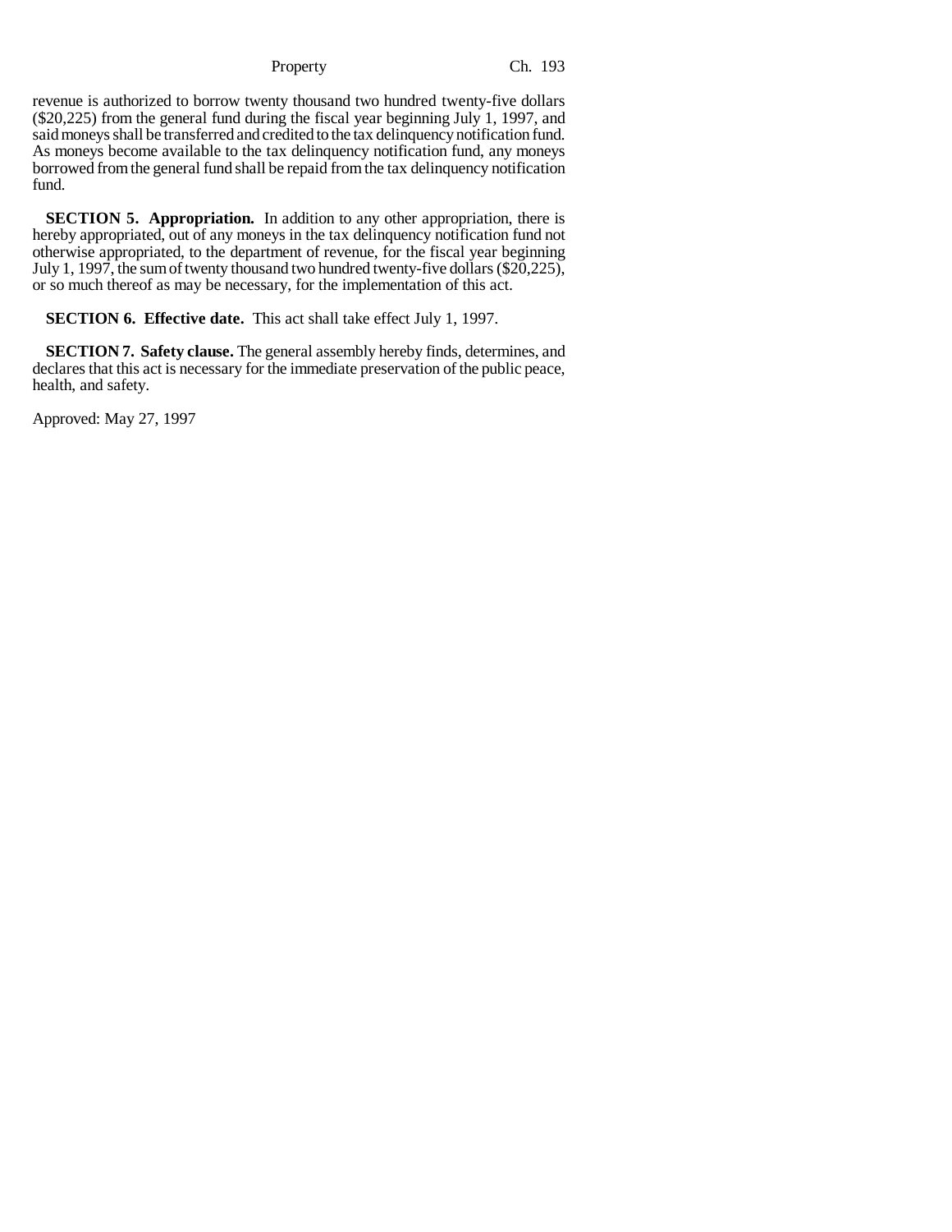revenue is authorized to borrow twenty thousand two hundred twenty-five dollars ($20,225) from the general fund during the fiscal year beginning July 1, 1997, and said moneys shall be transferred and credited to the tax delinquency notification fund. As moneys become available to the tax delinquency notification fund, any moneys borrowed from the general fund shall be repaid from the tax delinquency notification fund.

**SECTION 5. Appropriation.** In addition to any other appropriation, there is hereby appropriated, out of any moneys in the tax delinquency notification fund not otherwise appropriated, to the department of revenue, for the fiscal year beginning July 1, 1997, the sum of twenty thousand two hundred twenty-five dollars ($20,225), or so much thereof as may be necessary, for the implementation of this act.

**SECTION 6. Effective date.** This act shall take effect July 1, 1997.

**SECTION 7. Safety clause.** The general assembly hereby finds, determines, and declares that this act is necessary for the immediate preservation of the public peace, health, and safety.

Approved: May 27, 1997